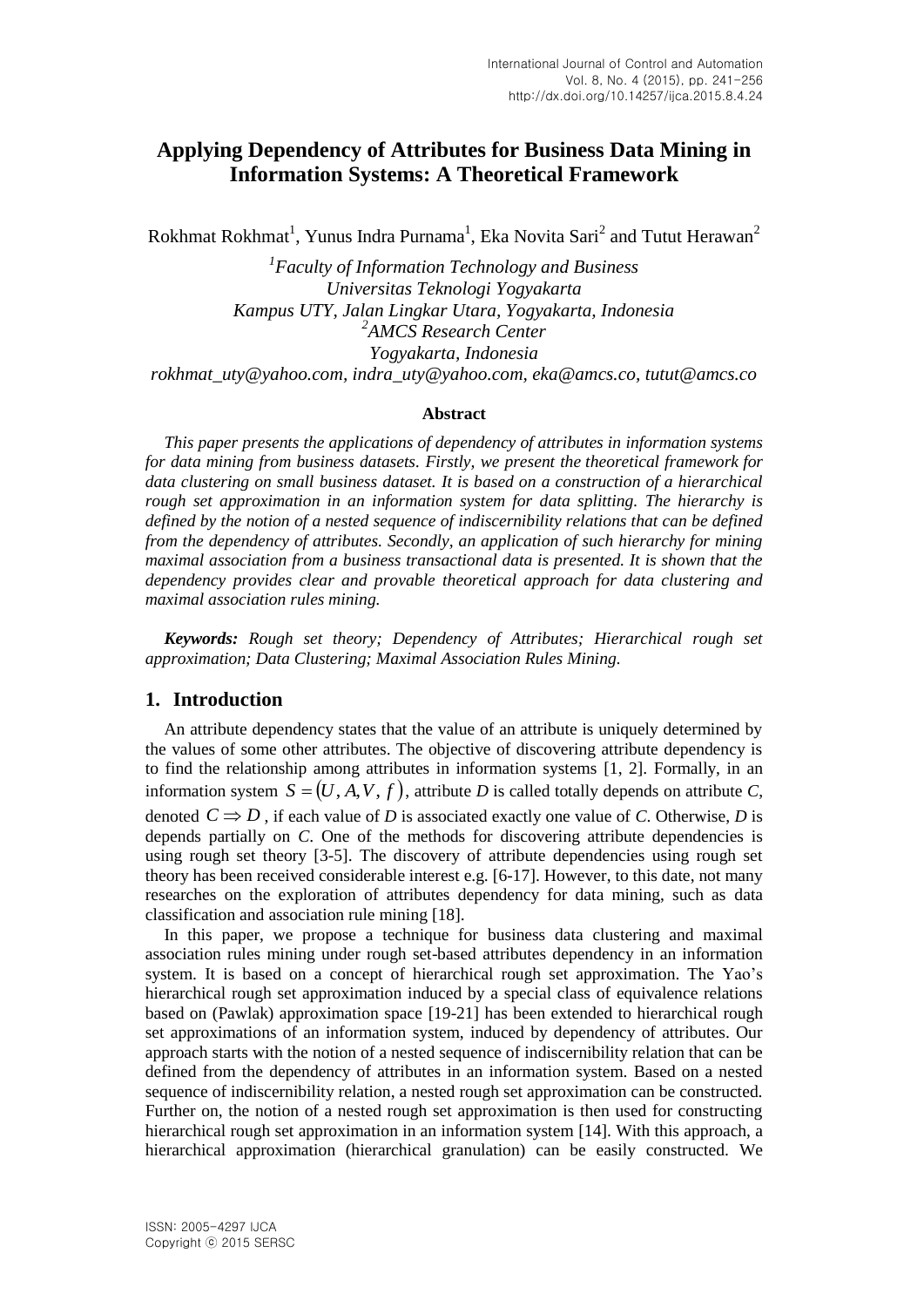# Applying Dependency of Attributes for Business Data Mining in Information Systems: A Theoretical Framework

Rokhmat Rokhmat[1], Yunus Indra Purnama[1], Eka Novita Sari[2] and Tutut Herawan[2]

*[1]Faculty of Information Technology and Business*
*Universitas Teknologi Yogyakarta*
*Kampus UTY, Jalan Lingkar Utara, Yogyakarta, Indonesia*
*[2]AMCS Research Center*
*Yogyakarta, Indonesia*
*rokhmat_uty@yahoo.com, indra_uty@yahoo.com, eka@amcs.co, tutut@amcs.co*

### Abstract

*This paper presents the applications of dependency of attributes in information systems for data mining from business datasets. Firstly, we present the theoretical framework for data clustering on small business dataset. It is based on a construction of a hierarchical rough set approximation in an information system for data splitting. The hierarchy is defined by the notion of a nested sequence of indiscernibility relations that can be defined from the dependency of attributes. Secondly, an application of such hierarchy for mining maximal association from a business transactional data is presented. It is shown that the dependency provides clear and provable theoretical approach for data clustering and maximal association rules mining.*

***Keywords:*** *Rough set theory; Dependency of Attributes; Hierarchical rough set approximation; Data Clustering; Maximal Association Rules Mining.*

## 1. Introduction

An attribute dependency states that the value of an attribute is uniquely determined by the values of some other attributes. The objective of discovering attribute dependency is to find the relationship among attributes in information systems [1, 2]. Formally, in an information system $S = (U, A, V, f)$, attribute *D* is called totally depends on attribute *C*, denoted $C \Rightarrow D$, if each value of *D* is associated exactly one value of *C*. Otherwise, *D* is depends partially on *C*. One of the methods for discovering attribute dependencies is using rough set theory [3-5]. The discovery of attribute dependencies using rough set theory has been received considerable interest e.g. [6-17]. However, to this date, not many researches on the exploration of attributes dependency for data mining, such as data classification and association rule mining [18].

In this paper, we propose a technique for business data clustering and maximal association rules mining under rough set-based attributes dependency in an information system. It is based on a concept of hierarchical rough set approximation. The Yao's hierarchical rough set approximation induced by a special class of equivalence relations based on (Pawlak) approximation space [19-21] has been extended to hierarchical rough set approximations of an information system, induced by dependency of attributes. Our approach starts with the notion of a nested sequence of indiscernibility relation that can be defined from the dependency of attributes in an information system. Based on a nested sequence of indiscernibility relation, a nested rough set approximation can be constructed. Further on, the notion of a nested rough set approximation is then used for constructing hierarchical rough set approximation in an information system [14]. With this approach, a hierarchical approximation (hierarchical granulation) can be easily constructed. We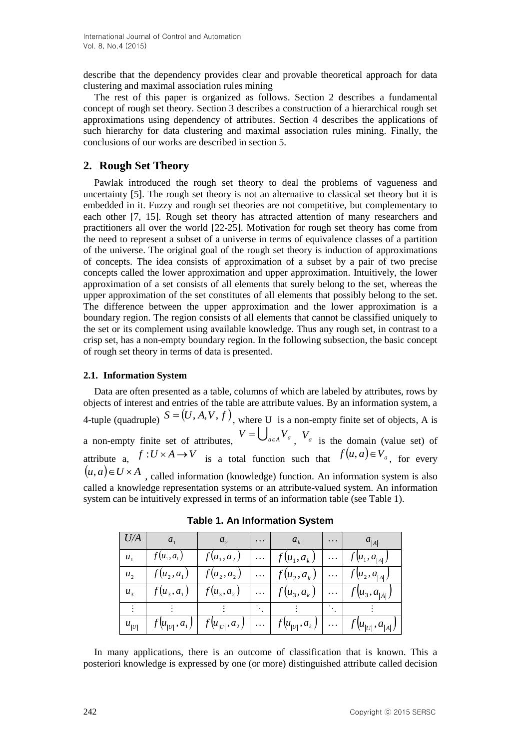describe that the dependency provides clear and provable theoretical approach for data clustering and maximal association rules mining

The rest of this paper is organized as follows. Section 2 describes a fundamental concept of rough set theory. Section 3 describes a construction of a hierarchical rough set approximations using dependency of attributes. Section 4 describes the applications of such hierarchy for data clustering and maximal association rules mining. Finally, the conclusions of our works are described in section 5.

## 2. Rough Set Theory

Pawlak introduced the rough set theory to deal the problems of vagueness and uncertainty [5]. The rough set theory is not an alternative to classical set theory but it is embedded in it. Fuzzy and rough set theories are not competitive, but complementary to each other [7, 15]. Rough set theory has attracted attention of many researchers and practitioners all over the world [22-25]. Motivation for rough set theory has come from the need to represent a subset of a universe in terms of equivalence classes of a partition of the universe. The original goal of the rough set theory is induction of approximations of concepts. The idea consists of approximation of a subset by a pair of two precise concepts called the lower approximation and upper approximation. Intuitively, the lower approximation of a set consists of all elements that surely belong to the set, whereas the upper approximation of the set constitutes of all elements that possibly belong to the set. The difference between the upper approximation and the lower approximation is a boundary region. The region consists of all elements that cannot be classified uniquely to the set or its complement using available knowledge. Thus any rough set, in contrast to a crisp set, has a non-empty boundary region. In the following subsection, the basic concept of rough set theory in terms of data is presented.

### 2.1. Information System

Data are often presented as a table, columns of which are labeled by attributes, rows by objects of interest and entries of the table are attribute values. By an information system, a 4-tuple (quadruple) $S = (U, A, V, f)$, where U is a non-empty finite set of objects, A is a non-empty finite set of attributes, $V = \bigcup_{a \in A} V_a$, $V_a$ is the domain (value set) of attribute a, $f : U \times A \rightarrow V$ is a total function such that $f(u, a) \in V_a$, for every $(u, a) \in U \times A$, called information (knowledge) function. An information system is also called a knowledge representation systems or an attribute-valued system. An information system can be intuitively expressed in terms of an information table (see Table 1).

**Table 1. An Information System**

| $U/A$ | $a_1$ | $a_2$ | $\ldots$ | $a_k$ | $\ldots$ | $a_{\lvert A \rvert}$ |
|---|---|---|---|---|---|---|
| $u_1$ | $f(u_1, a_1)$ | $f(u_1, a_2)$ | $\ldots$ | $f(u_1, a_k)$ | $\ldots$ | $f(u_1, a_{\lvert A \rvert})$ |
| $u_2$ | $f(u_2, a_1)$ | $f(u_2, a_2)$ | $\ldots$ | $f(u_2, a_k)$ | $\ldots$ | $f(u_2, a_{\lvert A \rvert})$ |
| $u_3$ | $f(u_3, a_1)$ | $f(u_3, a_2)$ | $\ldots$ | $f(u_3, a_k)$ | $\ldots$ | $f(u_3, a_{\lvert A \rvert})$ |
| $\vdots$ | $\vdots$ | $\vdots$ | $\ddots$ | $\vdots$ | $\ddots$ | $\vdots$ |
| $u_{\lvert U \rvert}$ | $f(u_{\lvert U \rvert}, a_1)$ | $f(u_{\lvert U \rvert}, a_2)$ | $\ldots$ | $f(u_{\lvert U \rvert}, a_k)$ | $\ldots$ | $f(u_{\lvert U \rvert}, a_{\lvert A \rvert})$ |

In many applications, there is an outcome of classification that is known. This a posteriori knowledge is expressed by one (or more) distinguished attribute called decision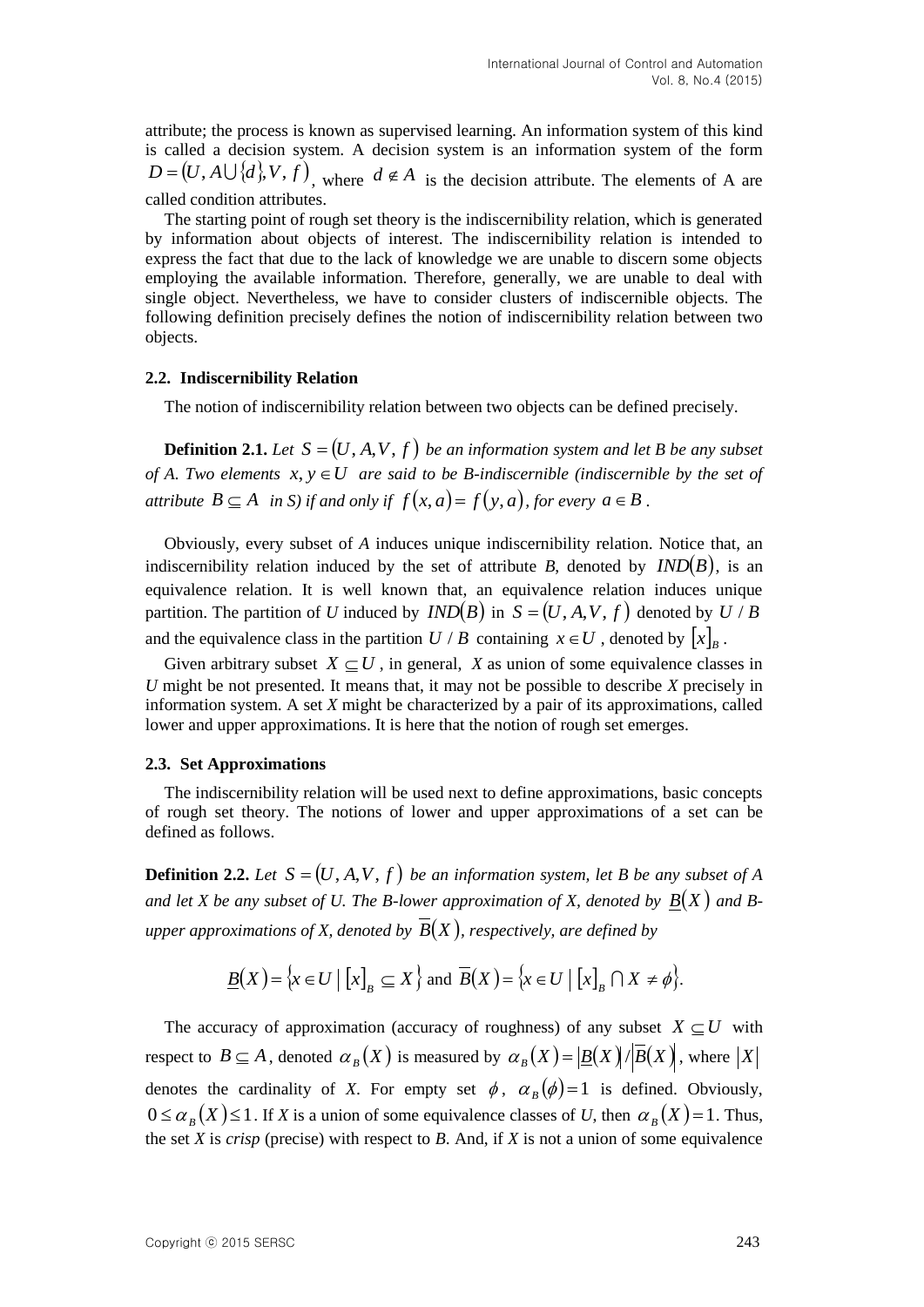attribute; the process is known as supervised learning. An information system of this kind is called a decision system. A decision system is an information system of the form $D = (U, A \cup \{d\}, V, f)$, where $d \notin A$ is the decision attribute. The elements of A are called condition attributes.

The starting point of rough set theory is the indiscernibility relation, which is generated by information about objects of interest. The indiscernibility relation is intended to express the fact that due to the lack of knowledge we are unable to discern some objects employing the available information. Therefore, generally, we are unable to deal with single object. Nevertheless, we have to consider clusters of indiscernible objects. The following definition precisely defines the notion of indiscernibility relation between two objects.

### 2.2. Indiscernibility Relation

The notion of indiscernibility relation between two objects can be defined precisely.

**Definition 2.1.** *Let $S = (U, A, V, f)$ be an information system and let B be any subset of A. Two elements $x, y \in U$ are said to be B-indiscernible (indiscernible by the set of attribute $B \subseteq A$ in S) if and only if $f(x, a) = f(y, a)$, for every $a \in B$.*

Obviously, every subset of *A* induces unique indiscernibility relation. Notice that, an indiscernibility relation induced by the set of attribute *B*, denoted by $IND(B)$, is an equivalence relation. It is well known that, an equivalence relation induces unique partition. The partition of *U* induced by $IND(B)$ in $S = (U, A, V, f)$ denoted by $U / B$ and the equivalence class in the partition $U / B$ containing $x \in U$, denoted by $[x]_B$.

Given arbitrary subset $X \subseteq U$, in general, *X* as union of some equivalence classes in *U* might be not presented. It means that, it may not be possible to describe *X* precisely in information system. A set *X* might be characterized by a pair of its approximations, called lower and upper approximations. It is here that the notion of rough set emerges.

### 2.3. Set Approximations

The indiscernibility relation will be used next to define approximations, basic concepts of rough set theory. The notions of lower and upper approximations of a set can be defined as follows.

**Definition 2.2.** *Let $S = (U, A, V, f)$ be an information system, let B be any subset of A and let X be any subset of U. The B-lower approximation of X, denoted by $\underline{B}(X)$ and B-upper approximations of X, denoted by $\overline{B}(X)$, respectively, are defined by*

$$\underline{B}(X) = \{x \in U \mid [x]_B \subseteq X\} \text{ and } \overline{B}(X) = \{x \in U \mid [x]_B \cap X \neq \phi\}.$$

The accuracy of approximation (accuracy of roughness) of any subset $X \subseteq U$ with respect to $B \subseteq A$, denoted $\alpha_B(X)$ is measured by $\alpha_B(X) = |\underline{B}(X)| / |\overline{B}(X)|$, where $|X|$ denotes the cardinality of *X*. For empty set $\phi$, $\alpha_B(\phi) = 1$ is defined. Obviously, $0 \leq \alpha_B(X) \leq 1$. If *X* is a union of some equivalence classes of *U*, then $\alpha_B(X) = 1$. Thus, the set *X* is *crisp* (precise) with respect to *B*. And, if *X* is not a union of some equivalence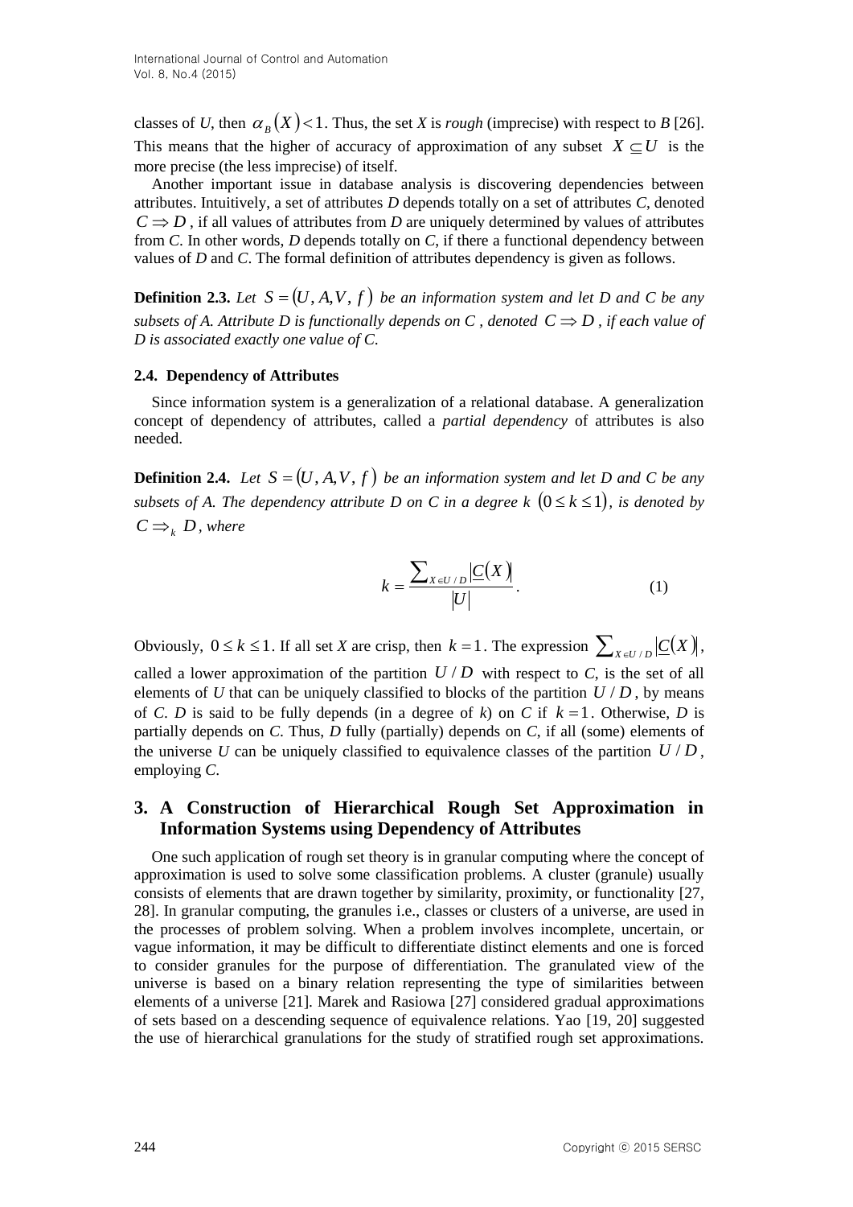classes of $U$, then $\alpha_B(X) < 1$. Thus, the set $X$ is *rough* (imprecise) with respect to $B$ [26]. This means that the higher of accuracy of approximation of any subset $X \subseteq U$ is the more precise (the less imprecise) of itself.

Another important issue in database analysis is discovering dependencies between attributes. Intuitively, a set of attributes $D$ depends totally on a set of attributes $C$, denoted $C \Rightarrow D$, if all values of attributes from $D$ are uniquely determined by values of attributes from $C$. In other words, $D$ depends totally on $C$, if there a functional dependency between values of $D$ and $C$. The formal definition of attributes dependency is given as follows.

**Definition 2.3.** *Let $S = (U, A, V, f)$ be an information system and let D and C be any subsets of A. Attribute D is functionally depends on C , denoted $C \Rightarrow D$, if each value of D is associated exactly one value of C.*

### 2.4. Dependency of Attributes

Since information system is a generalization of a relational database. A generalization concept of dependency of attributes, called a *partial dependency* of attributes is also needed.

**Definition 2.4.** *Let $S = (U, A, V, f)$ be an information system and let D and C be any subsets of A. The dependency attribute D on C in a degree k $(0 \le k \le 1)$, is denoted by $C \Rightarrow_k D$, where*

$$k = \frac{\sum_{X \in U/D} \left| \underline{C}(X) \right|}{|U|}. \tag{1}$$

Obviously, $0 \le k \le 1$. If all set $X$ are crisp, then $k = 1$. The expression $\sum_{X \in U/D} \left| \underline{C}(X) \right|$, called a lower approximation of the partition $U/D$ with respect to $C$, is the set of all elements of $U$ that can be uniquely classified to blocks of the partition $U/D$, by means of $C$. $D$ is said to be fully depends (in a degree of $k$) on $C$ if $k = 1$. Otherwise, $D$ is partially depends on $C$. Thus, $D$ fully (partially) depends on $C$, if all (some) elements of the universe $U$ can be uniquely classified to equivalence classes of the partition $U/D$, employing $C$.

## 3. A Construction of Hierarchical Rough Set Approximation in Information Systems using Dependency of Attributes

One such application of rough set theory is in granular computing where the concept of approximation is used to solve some classification problems. A cluster (granule) usually consists of elements that are drawn together by similarity, proximity, or functionality [27, 28]. In granular computing, the granules i.e., classes or clusters of a universe, are used in the processes of problem solving. When a problem involves incomplete, uncertain, or vague information, it may be difficult to differentiate distinct elements and one is forced to consider granules for the purpose of differentiation. The granulated view of the universe is based on a binary relation representing the type of similarities between elements of a universe [21]. Marek and Rasiowa [27] considered gradual approximations of sets based on a descending sequence of equivalence relations. Yao [19, 20] suggested the use of hierarchical granulations for the study of stratified rough set approximations.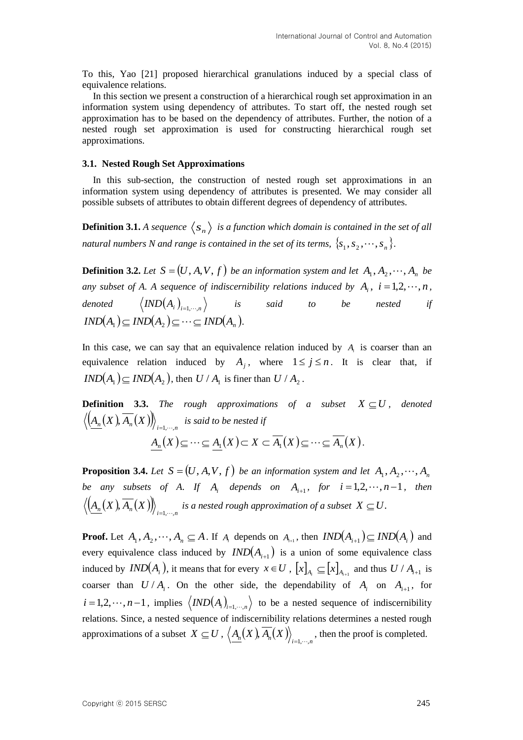To this, Yao [21] proposed hierarchical granulations induced by a special class of equivalence relations.

In this section we present a construction of a hierarchical rough set approximation in an information system using dependency of attributes. To start off, the nested rough set approximation has to be based on the dependency of attributes. Further, the notion of a nested rough set approximation is used for constructing hierarchical rough set approximations.

### 3.1. Nested Rough Set Approximations

In this sub-section, the construction of nested rough set approximations in an information system using dependency of attributes is presented. We may consider all possible subsets of attributes to obtain different degrees of dependency of attributes.

**Definition 3.1.** *A sequence $\langle s_n \rangle$ is a function which domain is contained in the set of all natural numbers N and range is contained in the set of its terms, $\{s_1, s_2, \cdots, s_n\}$.*

**Definition 3.2.** *Let $S = (U, A, V, f)$ be an information system and let $A_1, A_2, \cdots, A_n$ be any subset of A. A sequence of indiscernibility relations induced by $A_i$, $i = 1,2,\cdots,n$, denoted $\langle IND(A_i)_{i=1,\cdots,n} \rangle$ is said to be nested if $IND(A_1) \subseteq IND(A_2) \subseteq \cdots \subseteq IND(A_n)$.*

In this case, we can say that an equivalence relation induced by $A_i$ is coarser than an equivalence relation induced by $A_j$, where $1 \le j \le n$. It is clear that, if $IND(A_1) \subseteq IND(A_2)$, then $U / A_1$ is finer than $U / A_2$.

**Definition 3.3.** *The rough approximations of a subset $X \subseteq U$, denoted $\left\langle \left( \underline{A_n}(X), \overline{A_n}(X) \right) \right\rangle_{i=1,\cdots,n}$ is said to be nested if*

$$\underline{A_n}(X) \subseteq \cdots \subseteq \underline{A_1}(X) \subset X \subset \overline{A_1}(X) \subseteq \cdots \subseteq \overline{A_n}(X).$$

**Proposition 3.4.** *Let $S = (U, A, V, f)$ be an information system and let $A_1, A_2, \cdots, A_n$ be any subsets of A. If $A_i$ depends on $A_{i+1}$, for $i = 1,2,\cdots,n-1$, then $\left\langle \left( \underline{A_n}(X), \overline{A_n}(X) \right) \right\rangle_{i=1,\cdots,n}$ is a nested rough approximation of a subset $X \subseteq U$.*

**Proof.** Let $A_1, A_2, \cdots, A_n \subseteq A$. If $A_i$ depends on $A_{i+1}$, then $IND(A_{i+1}) \subseteq IND(A_i)$ and every equivalence class induced by $IND(A_{i+1})$ is a union of some equivalence class induced by $IND(A_i)$, it means that for every $x \in U$, $[x]_{A_i} \subseteq [x]_{A_{i+1}}$ and thus $U / A_{i+1}$ is coarser than $U / A_i$. On the other side, the dependability of $A_i$ on $A_{i+1}$, for $i = 1,2,\cdots,n-1$, implies $\langle IND(A_i)_{i=1,\cdots,n} \rangle$ to be a nested sequence of indiscernibility relations. Since, a nested sequence of indiscernibility relations determines a nested rough approximations of a subset $X \subseteq U$, $\left\langle \underline{A_n}(X), \overline{A_n}(X) \right\rangle_{i=1,\cdots,n}$, then the proof is completed.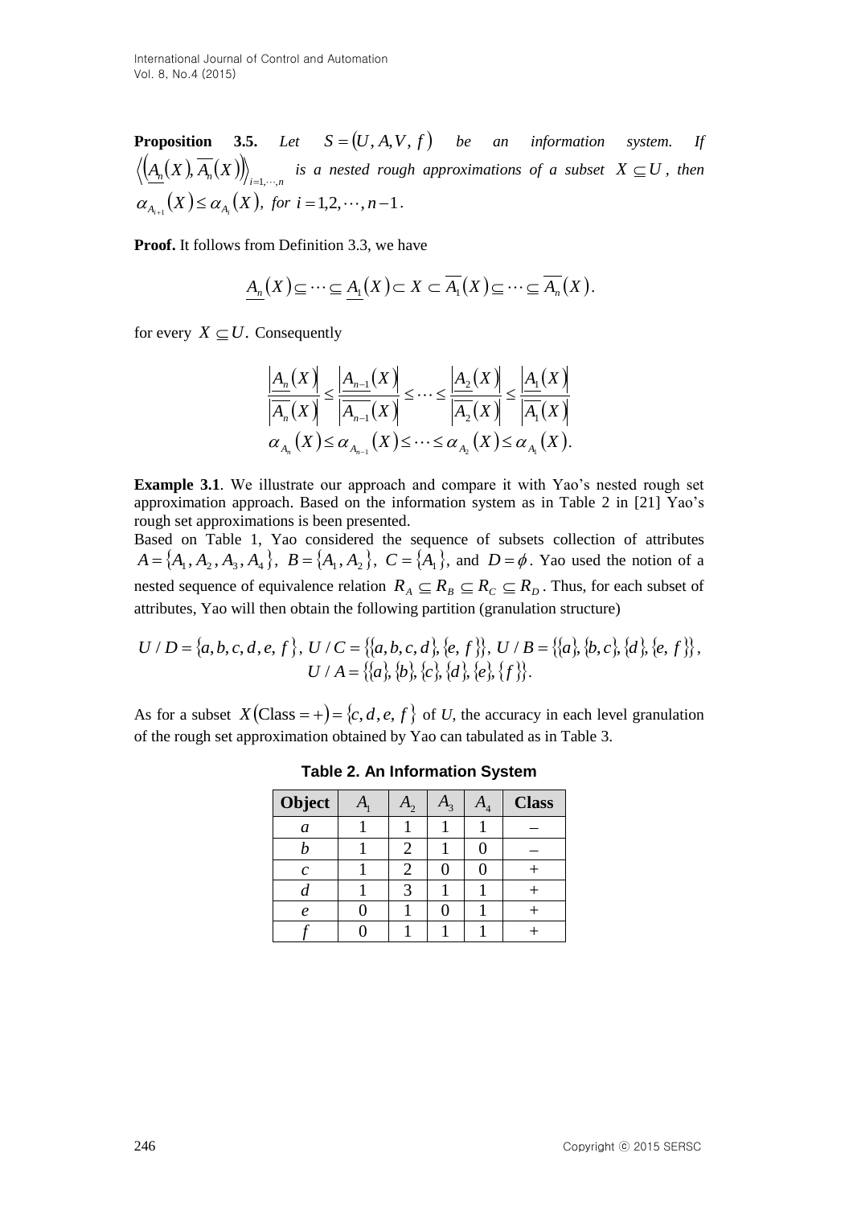**Proposition 3.5.** *Let* $S=(U,A,V,f)$ *be an information system. If* $\left\langle\left(\underline{A_n}(X),\overline{A_n}(X)\right)\right\rangle_{i=1,\cdots,n}$ *is a nested rough approximations of a subset* $X\subseteq U$*, then* $\alpha_{A_{i+1}}(X)\leq\alpha_{A_i}(X)$*, for* $i=1,2,\cdots,n-1$.

**Proof.** It follows from Definition 3.3, we have

$$\underline{A_n}(X)\subseteq\cdots\subseteq\underline{A_1}(X)\subset X\subset\overline{A_1}(X)\subseteq\cdots\subseteq\overline{A_n}(X).$$

for every $X\subseteq U$. Consequently

$$\frac{\left|\underline{A_n}(X)\right|}{\left|\overline{A_n}(X)\right|}\leq\frac{\left|\underline{A_{n-1}}(X)\right|}{\left|\overline{A_{n-1}}(X)\right|}\leq\cdots\leq\frac{\left|\underline{A_2}(X)\right|}{\left|\overline{A_2}(X)\right|}\leq\frac{\left|\underline{A_1}(X)\right|}{\left|\overline{A_1}(X)\right|}$$
$$\alpha_{A_n}(X)\leq\alpha_{A_{n-1}}(X)\leq\cdots\leq\alpha_{A_2}(X)\leq\alpha_{A_1}(X).$$

**Example 3.1**. We illustrate our approach and compare it with Yao's nested rough set approximation approach. Based on the information system as in Table 2 in [21] Yao's rough set approximations is been presented.

Based on Table 1, Yao considered the sequence of subsets collection of attributes $A=\{A_1,A_2,A_3,A_4\}$, $B=\{A_1,A_2\}$, $C=\{A_1\}$, and $D=\phi$. Yao used the notion of a nested sequence of equivalence relation $R_A\subseteq R_B\subseteq R_C\subseteq R_D$. Thus, for each subset of attributes, Yao will then obtain the following partition (granulation structure)

$$U/D=\{a,b,c,d,e,f\},\ U/C=\{\{a,b,c,d\},\{e,f\}\},\ U/B=\{\{a\},\{b,c\},\{d\},\{e,f\}\},$$
$$U/A=\{\{a\},\{b\},\{c\},\{d\},\{e\},\{f\}\}.$$

As for a subset $X(\text{Class}=+)=\{c,d,e,f\}$ of *U*, the accuracy in each level granulation of the rough set approximation obtained by Yao can tabulated as in Table 3.

**Table 2. An Information System**

| Object | $A_1$ | $A_2$ | $A_3$ | $A_4$ | Class |
|---|---|---|---|---|---|
| *a* | 1 | 1 | 1 | 1 | – |
| *b* | 1 | 2 | 1 | 0 | – |
| *c* | 1 | 2 | 0 | 0 | + |
| *d* | 1 | 3 | 1 | 1 | + |
| *e* | 0 | 1 | 0 | 1 | + |
| *f* | 0 | 1 | 1 | 1 | + |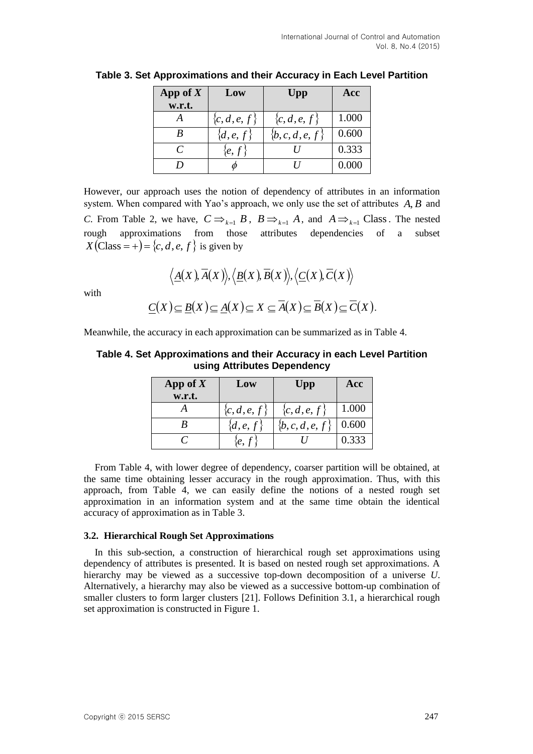**Table 3. Set Approximations and their Accuracy in Each Level Partition**

| App of *X* w.r.t. | Low | Upp | Acc |
|---|---|---|---|
| $A$ | $\{c, d, e, f\}$ | $\{c, d, e, f\}$ | 1.000 |
| $B$ | $\{d, e, f\}$ | $\{b, c, d, e, f\}$ | 0.600 |
| $C$ | $\{e, f\}$ | $U$ | 0.333 |
| $D$ | $\phi$ | $U$ | 0.000 |

However, our approach uses the notion of dependency of attributes in an information system. When compared with Yao's approach, we only use the set of attributes $A, B$ and $C$. From Table 2, we have, $C \Rightarrow_{k=1} B$, $B \Rightarrow_{k=1} A$, and $A \Rightarrow_{k=1} \text{Class}$. The nested rough approximations from those attributes dependencies of a subset $X(\text{Class} = +) = \{c, d, e, f\}$ is given by

$$\left\langle \underline{A}(X), \overline{A}(X) \right\rangle, \left\langle \underline{B}(X), \overline{B}(X) \right\rangle, \left\langle \underline{C}(X), \overline{C}(X) \right\rangle$$

with

$$\underline{C}(X) \subseteq \underline{B}(X) \subseteq \underline{A}(X) \subseteq X \subseteq \overline{A}(X) \subseteq \overline{B}(X) \subseteq \overline{C}(X).$$

Meanwhile, the accuracy in each approximation can be summarized as in Table 4.

**Table 4. Set Approximations and their Accuracy in each Level Partition using Attributes Dependency**

| App of *X* w.r.t. | Low | Upp | Acc |
|---|---|---|---|
| $A$ | $\{c, d, e, f\}$ | $\{c, d, e, f\}$ | 1.000 |
| $B$ | $\{d, e, f\}$ | $\{b, c, d, e, f\}$ | 0.600 |
| $C$ | $\{e, f\}$ | $U$ | 0.333 |

From Table 4, with lower degree of dependency, coarser partition will be obtained, at the same time obtaining lesser accuracy in the rough approximation. Thus, with this approach, from Table 4, we can easily define the notions of a nested rough set approximation in an information system and at the same time obtain the identical accuracy of approximation as in Table 3.

### 3.2. Hierarchical Rough Set Approximations

In this sub-section, a construction of hierarchical rough set approximations using dependency of attributes is presented. It is based on nested rough set approximations. A hierarchy may be viewed as a successive top-down decomposition of a universe *U*. Alternatively, a hierarchy may also be viewed as a successive bottom-up combination of smaller clusters to form larger clusters [21]. Follows Definition 3.1, a hierarchical rough set approximation is constructed in Figure 1.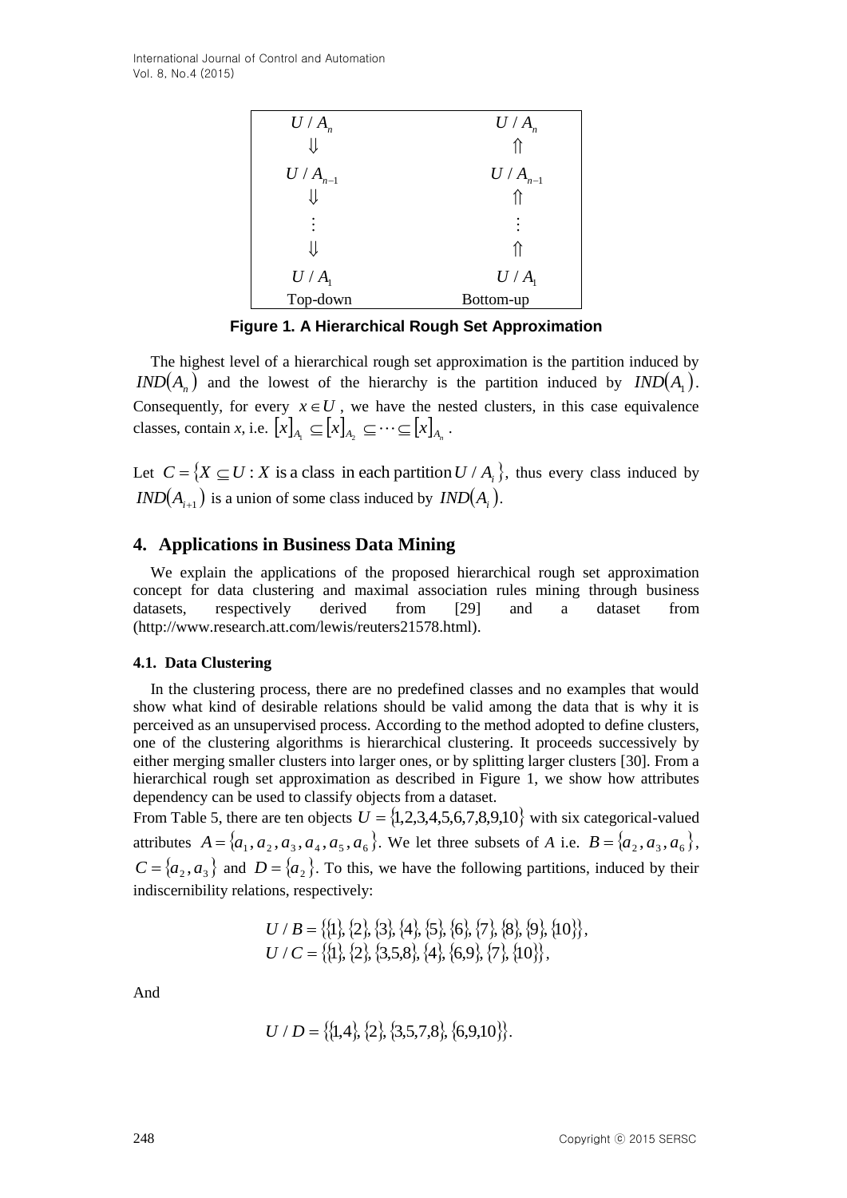| $U / A_n$ | $U / A_n$ |
|---|---|
| $\Downarrow$ | $\Uparrow$ |
| $U / A_{n-1}$ | $U / A_{n-1}$ |
| $\Downarrow$ | $\Uparrow$ |
| $\vdots$ | $\vdots$ |
| $\Downarrow$ | $\Uparrow$ |
| $U / A_1$ | $U / A_1$ |
| Top-down | Bottom-up |

**Figure 1. A Hierarchical Rough Set Approximation**

The highest level of a hierarchical rough set approximation is the partition induced by $IND(A_n)$ and the lowest of the hierarchy is the partition induced by $IND(A_1)$. Consequently, for every $x \in U$, we have the nested clusters, in this case equivalence classes, contain *x*, i.e. $[x]_{A_1} \subseteq [x]_{A_2} \subseteq \cdots \subseteq [x]_{A_n}$.

Let $C = \{X \subseteq U : X \text{ is a class in each partition } U / A_i\}$, thus every class induced by $IND(A_{i+1})$ is a union of some class induced by $IND(A_i)$.

## 4. Applications in Business Data Mining

We explain the applications of the proposed hierarchical rough set approximation concept for data clustering and maximal association rules mining through business datasets, respectively derived from [29] and a dataset from (http://www.research.att.com/lewis/reuters21578.html).

### 4.1. Data Clustering

In the clustering process, there are no predefined classes and no examples that would show what kind of desirable relations should be valid among the data that is why it is perceived as an unsupervised process. According to the method adopted to define clusters, one of the clustering algorithms is hierarchical clustering. It proceeds successively by either merging smaller clusters into larger ones, or by splitting larger clusters [30]. From a hierarchical rough set approximation as described in Figure 1, we show how attributes dependency can be used to classify objects from a dataset.

From Table 5, there are ten objects $U = \{1,2,3,4,5,6,7,8,9,10\}$ with six categorical-valued attributes $A = \{a_1, a_2, a_3, a_4, a_5, a_6\}$. We let three subsets of *A* i.e. $B = \{a_2, a_3, a_6\}$, $C = \{a_2, a_3\}$ and $D = \{a_2\}$. To this, we have the following partitions, induced by their indiscernibility relations, respectively:

$$U / B = \{\{1\}, \{2\}, \{3\}, \{4\}, \{5\}, \{6\}, \{7\}, \{8\}, \{9\}, \{10\}\},$$
$$U / C = \{\{1\}, \{2\}, \{3,5,8\}, \{4\}, \{6,9\}, \{7\}, \{10\}\},$$

And

$$U / D = \{\{1,4\}, \{2\}, \{3,5,7,8\}, \{6,9,10\}\}.$$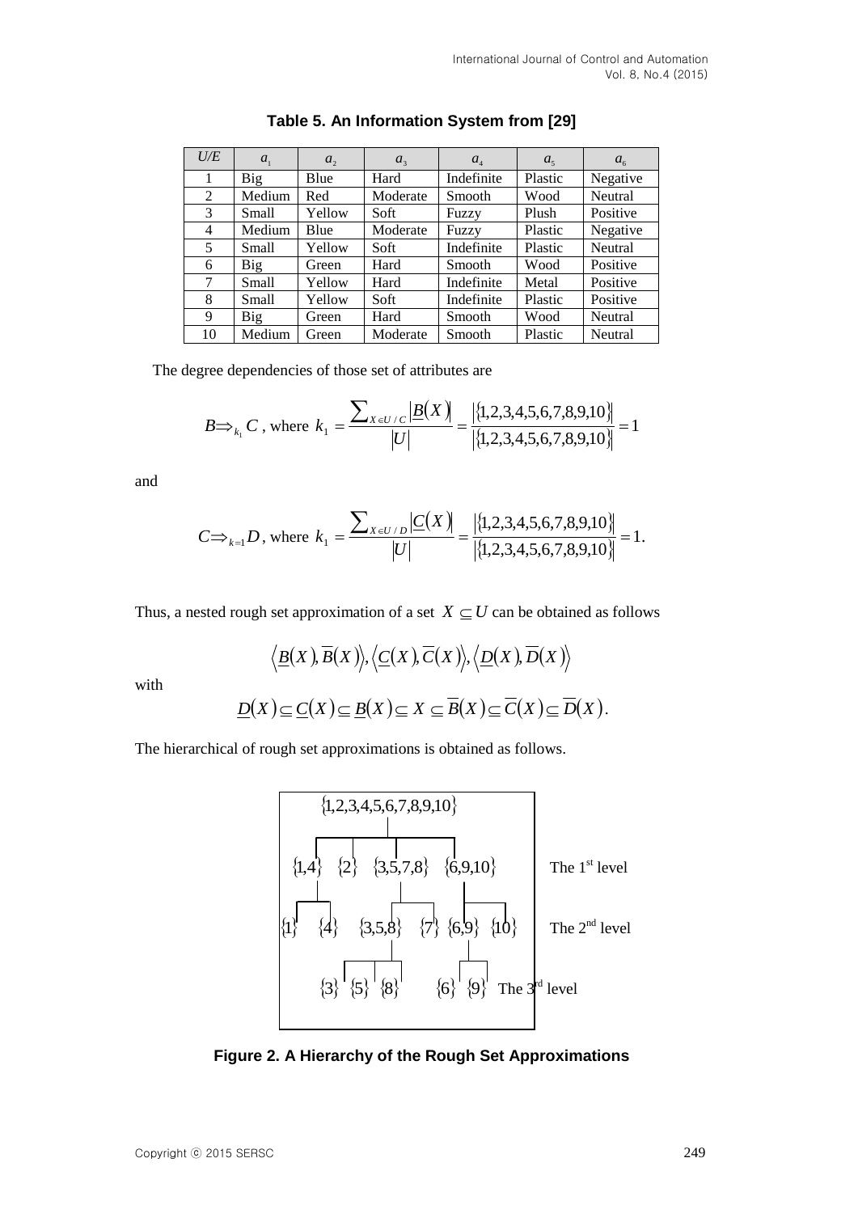**Table 5. An Information System from [29]**

| U/E | $a_1$ | $a_2$ | $a_3$ | $a_4$ | $a_5$ | $a_6$ |
|---|---|---|---|---|---|---|
| 1 | Big | Blue | Hard | Indefinite | Plastic | Negative |
| 2 | Medium | Red | Moderate | Smooth | Wood | Neutral |
| 3 | Small | Yellow | Soft | Fuzzy | Plush | Positive |
| 4 | Medium | Blue | Moderate | Fuzzy | Plastic | Negative |
| 5 | Small | Yellow | Soft | Indefinite | Plastic | Neutral |
| 6 | Big | Green | Hard | Smooth | Wood | Positive |
| 7 | Small | Yellow | Hard | Indefinite | Metal | Positive |
| 8 | Small | Yellow | Soft | Indefinite | Plastic | Positive |
| 9 | Big | Green | Hard | Smooth | Wood | Neutral |
| 10 | Medium | Green | Moderate | Smooth | Plastic | Neutral |

The degree dependencies of those set of attributes are

$$B \Rightarrow_{k_1} C \text{, where } k_1 = \frac{\sum_{X \in U/C} \left|\underline{B}(X)\right|}{|U|} = \frac{\left|\{1,2,3,4,5,6,7,8,9,10\}\right|}{\left|\{1,2,3,4,5,6,7,8,9,10\}\right|} = 1$$

and

$$C \Rightarrow_{k=1} D \text{, where } k_1 = \frac{\sum_{X \in U/D} \left|\underline{C}(X)\right|}{|U|} = \frac{\left|\{1,2,3,4,5,6,7,8,9,10\}\right|}{\left|\{1,2,3,4,5,6,7,8,9,10\}\right|} = 1.$$

Thus, a nested rough set approximation of a set $X \subseteq U$ can be obtained as follows

$$\left\langle \underline{B}(X), \overline{B}(X) \right\rangle, \left\langle \underline{C}(X), \overline{C}(X) \right\rangle, \left\langle \underline{D}(X), \overline{D}(X) \right\rangle$$

with

$$\underline{D}(X) \subseteq \underline{C}(X) \subseteq \underline{B}(X) \subseteq X \subseteq \overline{B}(X) \subseteq \overline{C}(X) \subseteq \overline{D}(X).$$

The hierarchical of rough set approximations is obtained as follows.

```
                {1,2,3,4,5,6,7,8,9,10}

{1,4}   {2}   {3,5,7,8}   {6,9,10}                 The 1st level

{1} {4}      {3,5,8}  {7}  {6,9}  {10}             The 2nd level

          {3} {5} {8}      {6} {9}                 The 3rd level
```

**Figure 2. A Hierarchy of the Rough Set Approximations**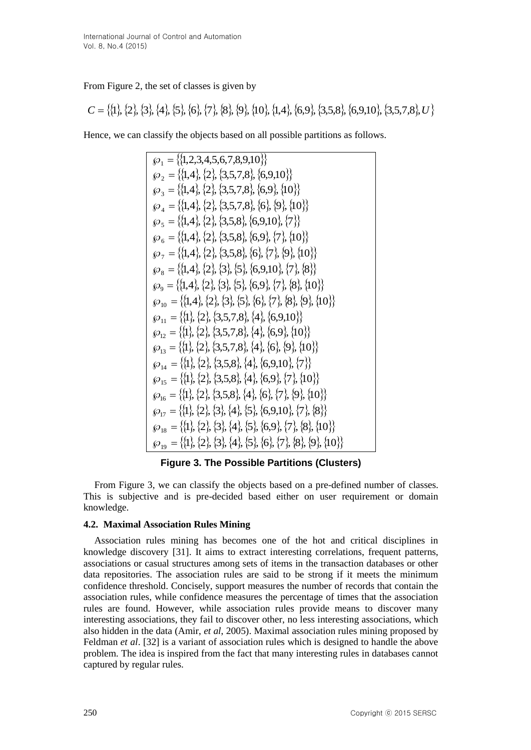From Figure 2, the set of classes is given by

$$C = \{\{1\}, \{2\}, \{3\}, \{4\}, \{5\}, \{6\}, \{7\}, \{8\}, \{9\}, \{10\}, \{1,4\}, \{6,9\}, \{3,5,8\}, \{6,9,10\}, \{3,5,7,8\}, U\}$$

Hence, we can classify the objects based on all possible partitions as follows.

$$
\begin{aligned}
\wp_1 &= \{\{1,2,3,4,5,6,7,8,9,10\}\} \\
\wp_2 &= \{\{1,4\}, \{2\}, \{3,5,7,8\}, \{6,9,10\}\} \\
\wp_3 &= \{\{1,4\}, \{2\}, \{3,5,7,8\}, \{6,9\}, \{10\}\} \\
\wp_4 &= \{\{1,4\}, \{2\}, \{3,5,7,8\}, \{6\}, \{9\}, \{10\}\} \\
\wp_5 &= \{\{1,4\}, \{2\}, \{3,5,8\}, \{6,9,10\}, \{7\}\} \\
\wp_6 &= \{\{1,4\}, \{2\}, \{3,5,8\}, \{6,9\}, \{7\}, \{10\}\} \\
\wp_7 &= \{\{1,4\}, \{2\}, \{3,5,8\}, \{6\}, \{7\}, \{9\}, \{10\}\} \\
\wp_8 &= \{\{1,4\}, \{2\}, \{3\}, \{5\}, \{6,9,10\}, \{7\}, \{8\}\} \\
\wp_9 &= \{\{1,4\}, \{2\}, \{3\}, \{5\}, \{6,9\}, \{7\}, \{8\}, \{10\}\} \\
\wp_{10} &= \{\{1,4\}, \{2\}, \{3\}, \{5\}, \{6\}, \{7\}, \{8\}, \{9\}, \{10\}\} \\
\wp_{11} &= \{\{1\}, \{2\}, \{3,5,7,8\}, \{4\}, \{6,9,10\}\} \\
\wp_{12} &= \{\{1\}, \{2\}, \{3,5,7,8\}, \{4\}, \{6,9\}, \{10\}\} \\
\wp_{13} &= \{\{1\}, \{2\}, \{3,5,7,8\}, \{4\}, \{6\}, \{9\}, \{10\}\} \\
\wp_{14} &= \{\{1\}, \{2\}, \{3,5,8\}, \{4\}, \{6,9,10\}, \{7\}\} \\
\wp_{15} &= \{\{1\}, \{2\}, \{3,5,8\}, \{4\}, \{6,9\}, \{7\}, \{10\}\} \\
\wp_{16} &= \{\{1\}, \{2\}, \{3,5,8\}, \{4\}, \{6\}, \{7\}, \{9\}, \{10\}\} \\
\wp_{17} &= \{\{1\}, \{2\}, \{3\}, \{4\}, \{5\}, \{6,9,10\}, \{7\}, \{8\}\} \\
\wp_{18} &= \{\{1\}, \{2\}, \{3\}, \{4\}, \{5\}, \{6,9\}, \{7\}, \{8\}, \{10\}\} \\
\wp_{19} &= \{\{1\}, \{2\}, \{3\}, \{4\}, \{5\}, \{6\}, \{7\}, \{8\}, \{9\}, \{10\}\}
\end{aligned}
$$

**Figure 3. The Possible Partitions (Clusters)**

From Figure 3, we can classify the objects based on a pre-defined number of classes. This is subjective and is pre-decided based either on user requirement or domain knowledge.

### 4.2. Maximal Association Rules Mining

Association rules mining has becomes one of the hot and critical disciplines in knowledge discovery [31]. It aims to extract interesting correlations, frequent patterns, associations or casual structures among sets of items in the transaction databases or other data repositories. The association rules are said to be strong if it meets the minimum confidence threshold. Concisely, support measures the number of records that contain the association rules, while confidence measures the percentage of times that the association rules are found. However, while association rules provide means to discover many interesting associations, they fail to discover other, no less interesting associations, which also hidden in the data (Amir, *et al*, 2005). Maximal association rules mining proposed by Feldman *et al*. [32] is a variant of association rules which is designed to handle the above problem. The idea is inspired from the fact that many interesting rules in databases cannot captured by regular rules.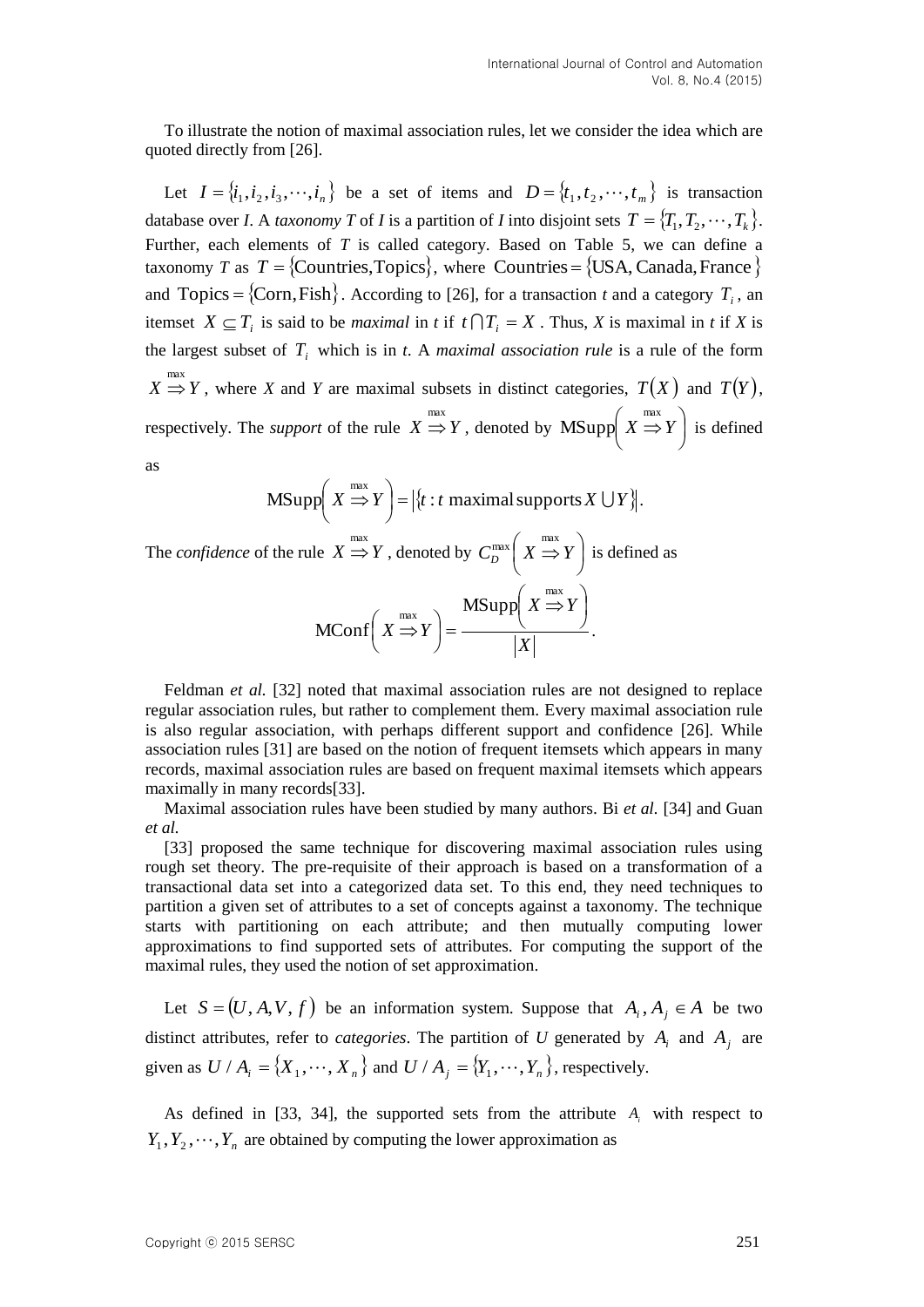To illustrate the notion of maximal association rules, let we consider the idea which are quoted directly from [26].

Let $I = \{i_1, i_2, i_3, \cdots, i_n\}$ be a set of items and $D = \{t_1, t_2, \cdots, t_m\}$ is transaction database over *I*. A *taxonomy T* of *I* is a partition of *I* into disjoint sets $T = \{T_1, T_2, \cdots, T_k\}$. Further, each elements of *T* is called category. Based on Table 5, we can define a taxonomy *T* as $T = \{\text{Countries}, \text{Topics}\}$, where $\text{Countries} = \{\text{USA}, \text{Canada}, \text{France}\}$ and $\text{Topics} = \{\text{Corn}, \text{Fish}\}$. According to [26], for a transaction *t* and a category $T_i$, an itemset $X \subseteq T_i$ is said to be *maximal* in *t* if $t \cap T_i = X$. Thus, *X* is maximal in *t* if *X* is the largest subset of $T_i$ which is in *t*. A *maximal association rule* is a rule of the form $X \overset{\max}{\Rightarrow} Y$, where *X* and *Y* are maximal subsets in distinct categories, $T(X)$ and $T(Y)$, respectively. The *support* of the rule $X \overset{\max}{\Rightarrow} Y$, denoted by $\text{MSupp}\left(X \overset{\max}{\Rightarrow} Y\right)$ is defined as

$$\text{MSupp}\left(X \overset{\max}{\Rightarrow} Y\right) = \left|\{t : t \text{ maximal supports } X \cup Y\}\right|.$$

The *confidence* of the rule $X \overset{\max}{\Rightarrow} Y$, denoted by $C_D^{\max}\left(X \overset{\max}{\Rightarrow} Y\right)$ is defined as

$$\text{MConf}\left(X \overset{\max}{\Rightarrow} Y\right) = \frac{\text{MSupp}\left(X \overset{\max}{\Rightarrow} Y\right)}{|X|}.$$

Feldman *et al.* [32] noted that maximal association rules are not designed to replace regular association rules, but rather to complement them. Every maximal association rule is also regular association, with perhaps different support and confidence [26]. While association rules [31] are based on the notion of frequent itemsets which appears in many records, maximal association rules are based on frequent maximal itemsets which appears maximally in many records[33].

Maximal association rules have been studied by many authors. Bi *et al.* [34] and Guan *et al.*

[33] proposed the same technique for discovering maximal association rules using rough set theory. The pre-requisite of their approach is based on a transformation of a transactional data set into a categorized data set. To this end, they need techniques to partition a given set of attributes to a set of concepts against a taxonomy. The technique starts with partitioning on each attribute; and then mutually computing lower approximations to find supported sets of attributes. For computing the support of the maximal rules, they used the notion of set approximation.

Let $S = (U, A, V, f)$ be an information system. Suppose that $A_i, A_j \in A$ be two distinct attributes, refer to *categories*. The partition of *U* generated by $A_i$ and $A_j$ are given as $U / A_i = \{X_1, \cdots, X_n\}$ and $U / A_j = \{Y_1, \cdots, Y_n\}$, respectively.

As defined in [33, 34], the supported sets from the attribute $A_i$ with respect to $Y_1, Y_2, \cdots, Y_n$ are obtained by computing the lower approximation as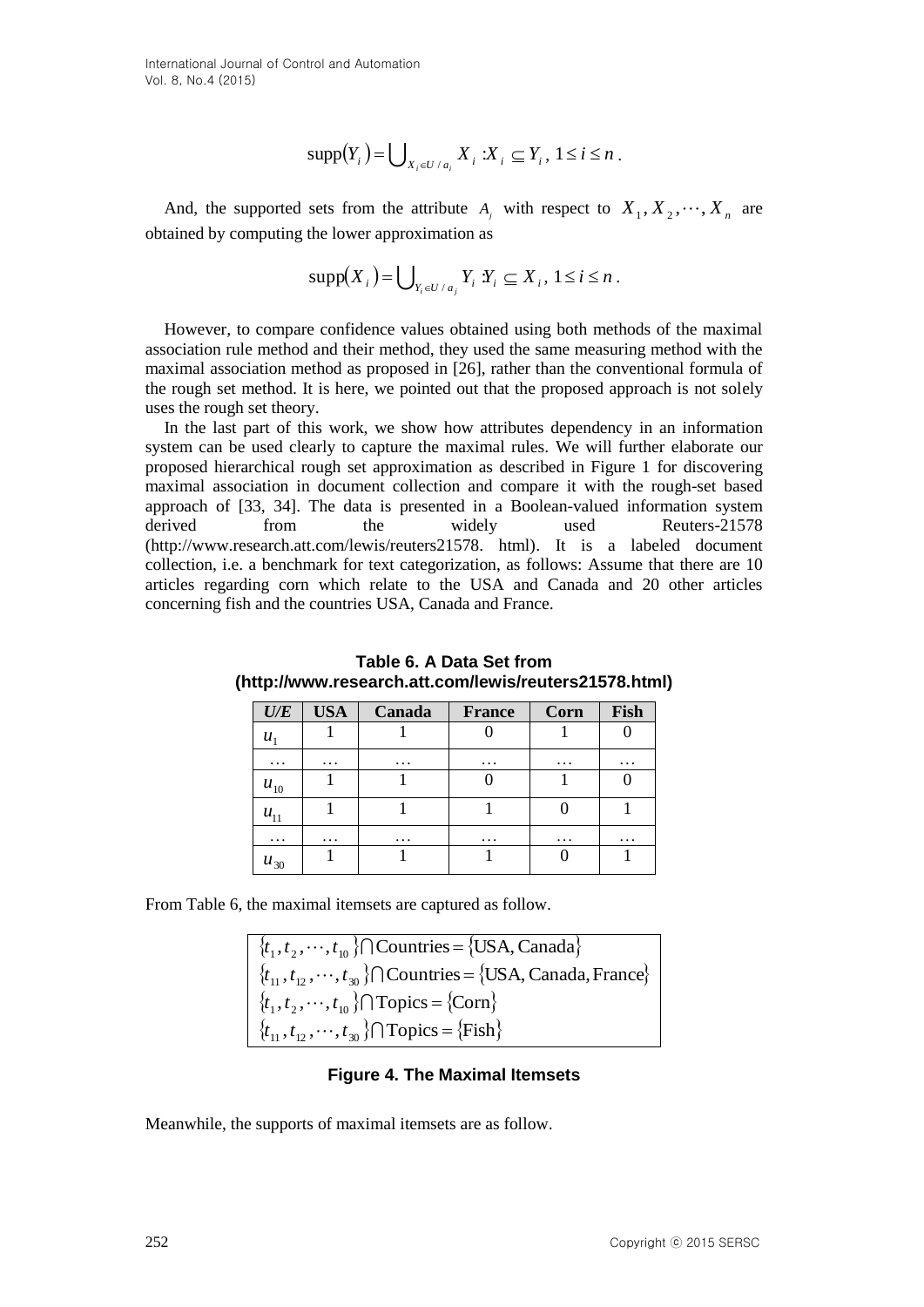$$\text{supp}(Y_i) = \bigcup_{X_i \in U/a_i} X_i : X_i \subseteq Y_i,\ 1 \le i \le n.$$

And, the supported sets from the attribute $A_j$ with respect to $X_1, X_2, \cdots, X_n$ are obtained by computing the lower approximation as

$$\text{supp}(X_i) = \bigcup_{Y_i \in U/a_j} Y_i : Y_i \subseteq X_i,\ 1 \le i \le n.$$

However, to compare confidence values obtained using both methods of the maximal association rule method and their method, they used the same measuring method with the maximal association method as proposed in [26], rather than the conventional formula of the rough set method. It is here, we pointed out that the proposed approach is not solely uses the rough set theory.

In the last part of this work, we show how attributes dependency in an information system can be used clearly to capture the maximal rules. We will further elaborate our proposed hierarchical rough set approximation as described in Figure 1 for discovering maximal association in document collection and compare it with the rough-set based approach of [33, 34]. The data is presented in a Boolean-valued information system derived from the widely used Reuters-21578 (http://www.research.att.com/lewis/reuters21578. html). It is a labeled document collection, i.e. a benchmark for text categorization, as follows: Assume that there are 10 articles regarding corn which relate to the USA and Canada and 20 other articles concerning fish and the countries USA, Canada and France.

**Table 6. A Data Set from (http://www.research.att.com/lewis/reuters21578.html)**

| *U/E* | USA | Canada | France | Corn | Fish |
|---|---|---|---|---|---|
| $u_1$ | 1 | 1 | 0 | 1 | 0 |
| … | … | … | … | … | … |
| $u_{10}$ | 1 | 1 | 0 | 1 | 0 |
| $u_{11}$ | 1 | 1 | 1 | 0 | 1 |
| … | … | … | … | … | … |
| $u_{30}$ | 1 | 1 | 1 | 0 | 1 |

From Table 6, the maximal itemsets are captured as follow.

$$\{t_1, t_2, \cdots, t_{10}\} \cap \text{Countries} = \{\text{USA, Canada}\}$$
$$\{t_{11}, t_{12}, \cdots, t_{30}\} \cap \text{Countries} = \{\text{USA, Canada, France}\}$$
$$\{t_1, t_2, \cdots, t_{10}\} \cap \text{Topics} = \{\text{Corn}\}$$
$$\{t_{11}, t_{12}, \cdots, t_{30}\} \cap \text{Topics} = \{\text{Fish}\}$$

**Figure 4. The Maximal Itemsets**

Meanwhile, the supports of maximal itemsets are as follow.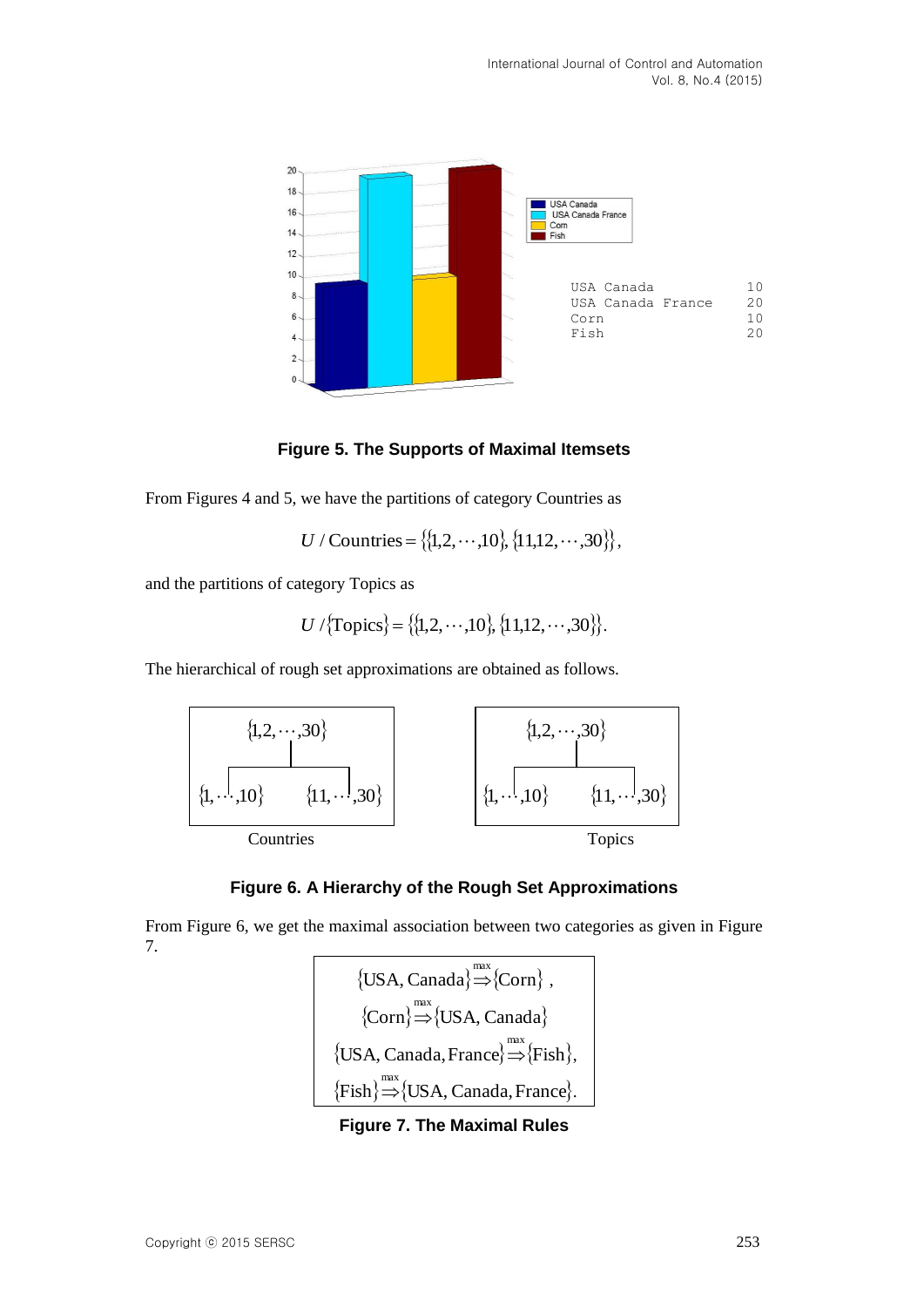| | |
|---|---|
| USA Canada | 10 |
| USA Canada France | 20 |
| Corn | 10 |
| Fish | 20 |

**Figure 5. The Supports of Maximal Itemsets**

From Figures 4 and 5, we have the partitions of category Countries as

$$U / \text{Countries} = \{\{1,2,\cdots,10\}, \{11,12,\cdots,30\}\},$$

and the partitions of category Topics as

$$U / \{\text{Topics}\} = \{\{1,2,\cdots,10\}, \{11,12,\cdots,30\}\}.$$

The hierarchical of rough set approximations are obtained as follows.

Countries: $\{1,2,\cdots,30\}$ → $\{1,\cdots,10\}$, $\{11,\cdots,30\}$

Topics: $\{1,2,\cdots,30\}$ → $\{1,\cdots,10\}$, $\{11,\cdots,30\}$

**Figure 6. A Hierarchy of the Rough Set Approximations**

From Figure 6, we get the maximal association between two categories as given in Figure 7.

$$\{\text{USA, Canada}\} \overset{\max}{\Rightarrow} \{\text{Corn}\},$$

$$\{\text{Corn}\} \overset{\max}{\Rightarrow} \{\text{USA, Canada}\}$$

$$\{\text{USA, Canada, France}\} \overset{\max}{\Rightarrow} \{\text{Fish}\},$$

$$\{\text{Fish}\} \overset{\max}{\Rightarrow} \{\text{USA, Canada, France}\}.$$

**Figure 7. The Maximal Rules**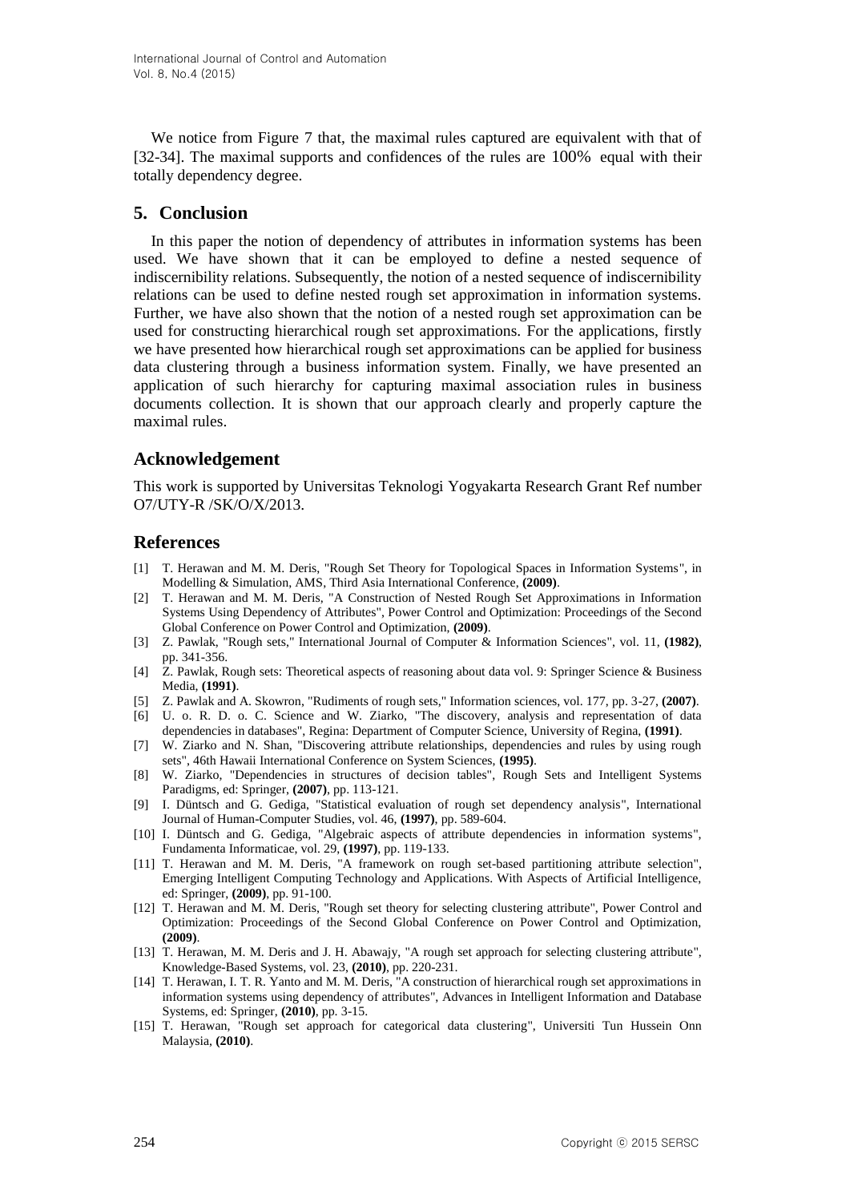We notice from Figure 7 that, the maximal rules captured are equivalent with that of [32-34]. The maximal supports and confidences of the rules are 100% equal with their totally dependency degree.

## 5. Conclusion

In this paper the notion of dependency of attributes in information systems has been used. We have shown that it can be employed to define a nested sequence of indiscernibility relations. Subsequently, the notion of a nested sequence of indiscernibility relations can be used to define nested rough set approximation in information systems. Further, we have also shown that the notion of a nested rough set approximation can be used for constructing hierarchical rough set approximations. For the applications, firstly we have presented how hierarchical rough set approximations can be applied for business data clustering through a business information system. Finally, we have presented an application of such hierarchy for capturing maximal association rules in business documents collection. It is shown that our approach clearly and properly capture the maximal rules.

## Acknowledgement

This work is supported by Universitas Teknologi Yogyakarta Research Grant Ref number O7/UTY-R /SK/O/X/2013.

## References

[1] T. Herawan and M. M. Deris, "Rough Set Theory for Topological Spaces in Information Systems", in Modelling & Simulation, AMS, Third Asia International Conference, **(2009)**.

[2] T. Herawan and M. M. Deris, "A Construction of Nested Rough Set Approximations in Information Systems Using Dependency of Attributes", Power Control and Optimization: Proceedings of the Second Global Conference on Power Control and Optimization, **(2009)**.

[3] Z. Pawlak, "Rough sets," International Journal of Computer & Information Sciences", vol. 11, **(1982)**, pp. 341-356.

[4] Z. Pawlak, Rough sets: Theoretical aspects of reasoning about data vol. 9: Springer Science & Business Media, **(1991)**.

[5] Z. Pawlak and A. Skowron, "Rudiments of rough sets," Information sciences, vol. 177, pp. 3-27, **(2007)**.

[6] U. o. R. D. o. C. Science and W. Ziarko, "The discovery, analysis and representation of data dependencies in databases", Regina: Department of Computer Science, University of Regina, **(1991)**.

[7] W. Ziarko and N. Shan, "Discovering attribute relationships, dependencies and rules by using rough sets", 46th Hawaii International Conference on System Sciences, **(1995)**.

[8] W. Ziarko, "Dependencies in structures of decision tables", Rough Sets and Intelligent Systems Paradigms, ed: Springer, **(2007)**, pp. 113-121.

[9] I. Düntsch and G. Gediga, "Statistical evaluation of rough set dependency analysis", International Journal of Human-Computer Studies, vol. 46, **(1997)**, pp. 589-604.

[10] I. Düntsch and G. Gediga, "Algebraic aspects of attribute dependencies in information systems", Fundamenta Informaticae, vol. 29, **(1997)**, pp. 119-133.

[11] T. Herawan and M. M. Deris, "A framework on rough set-based partitioning attribute selection", Emerging Intelligent Computing Technology and Applications. With Aspects of Artificial Intelligence, ed: Springer, **(2009)**, pp. 91-100.

[12] T. Herawan and M. M. Deris, "Rough set theory for selecting clustering attribute", Power Control and Optimization: Proceedings of the Second Global Conference on Power Control and Optimization, **(2009)**.

[13] T. Herawan, M. M. Deris and J. H. Abawajy, "A rough set approach for selecting clustering attribute", Knowledge-Based Systems, vol. 23, **(2010)**, pp. 220-231.

[14] T. Herawan, I. T. R. Yanto and M. M. Deris, "A construction of hierarchical rough set approximations in information systems using dependency of attributes", Advances in Intelligent Information and Database Systems, ed: Springer, **(2010)**, pp. 3-15.

[15] T. Herawan, "Rough set approach for categorical data clustering", Universiti Tun Hussein Onn Malaysia, **(2010)**.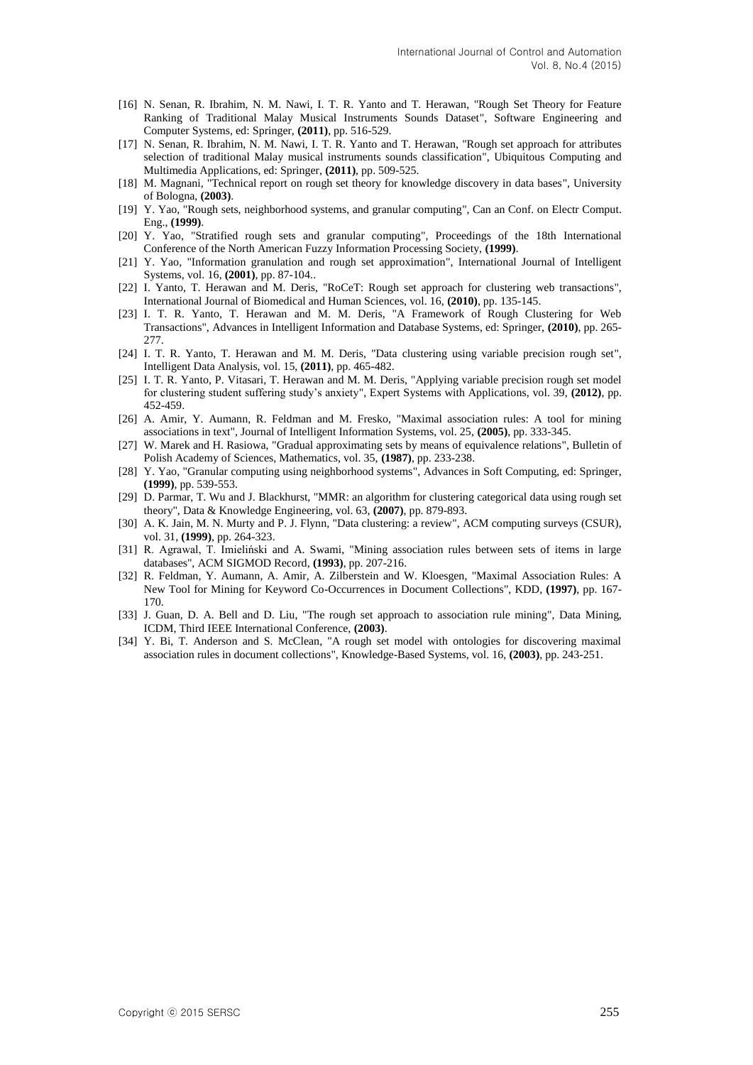[16] N. Senan, R. Ibrahim, N. M. Nawi, I. T. R. Yanto and T. Herawan, "Rough Set Theory for Feature Ranking of Traditional Malay Musical Instruments Sounds Dataset", Software Engineering and Computer Systems, ed: Springer, **(2011)**, pp. 516-529.

[17] N. Senan, R. Ibrahim, N. M. Nawi, I. T. R. Yanto and T. Herawan, "Rough set approach for attributes selection of traditional Malay musical instruments sounds classification", Ubiquitous Computing and Multimedia Applications, ed: Springer, **(2011)**, pp. 509-525.

[18] M. Magnani, "Technical report on rough set theory for knowledge discovery in data bases", University of Bologna, **(2003)**.

[19] Y. Yao, "Rough sets, neighborhood systems, and granular computing", Can an Conf. on Electr Comput. Eng., **(1999)**.

[20] Y. Yao, "Stratified rough sets and granular computing", Proceedings of the 18th International Conference of the North American Fuzzy Information Processing Society, **(1999)**.

[21] Y. Yao, "Information granulation and rough set approximation", International Journal of Intelligent Systems, vol. 16, **(2001)**, pp. 87-104..

[22] I. Yanto, T. Herawan and M. Deris, "RoCeT: Rough set approach for clustering web transactions", International Journal of Biomedical and Human Sciences, vol. 16, **(2010)**, pp. 135-145.

[23] I. T. R. Yanto, T. Herawan and M. M. Deris, "A Framework of Rough Clustering for Web Transactions", Advances in Intelligent Information and Database Systems, ed: Springer, **(2010)**, pp. 265-277.

[24] I. T. R. Yanto, T. Herawan and M. M. Deris, "Data clustering using variable precision rough set", Intelligent Data Analysis, vol. 15, **(2011)**, pp. 465-482.

[25] I. T. R. Yanto, P. Vitasari, T. Herawan and M. M. Deris, "Applying variable precision rough set model for clustering student suffering study's anxiety", Expert Systems with Applications, vol. 39, **(2012)**, pp. 452-459.

[26] A. Amir, Y. Aumann, R. Feldman and M. Fresko, "Maximal association rules: A tool for mining associations in text", Journal of Intelligent Information Systems, vol. 25, **(2005)**, pp. 333-345.

[27] W. Marek and H. Rasiowa, "Gradual approximating sets by means of equivalence relations", Bulletin of Polish Academy of Sciences, Mathematics, vol. 35, **(1987)**, pp. 233-238.

[28] Y. Yao, "Granular computing using neighborhood systems", Advances in Soft Computing, ed: Springer, **(1999)**, pp. 539-553.

[29] D. Parmar, T. Wu and J. Blackhurst, "MMR: an algorithm for clustering categorical data using rough set theory", Data & Knowledge Engineering, vol. 63, **(2007)**, pp. 879-893.

[30] A. K. Jain, M. N. Murty and P. J. Flynn, "Data clustering: a review", ACM computing surveys (CSUR), vol. 31, **(1999)**, pp. 264-323.

[31] R. Agrawal, T. Imieliński and A. Swami, "Mining association rules between sets of items in large databases", ACM SIGMOD Record, **(1993)**, pp. 207-216.

[32] R. Feldman, Y. Aumann, A. Amir, A. Zilberstein and W. Kloesgen, "Maximal Association Rules: A New Tool for Mining for Keyword Co-Occurrences in Document Collections", KDD, **(1997)**, pp. 167-170.

[33] J. Guan, D. A. Bell and D. Liu, "The rough set approach to association rule mining", Data Mining, ICDM, Third IEEE International Conference, **(2003)**.

[34] Y. Bi, T. Anderson and S. McClean, "A rough set model with ontologies for discovering maximal association rules in document collections", Knowledge-Based Systems, vol. 16, **(2003)**, pp. 243-251.